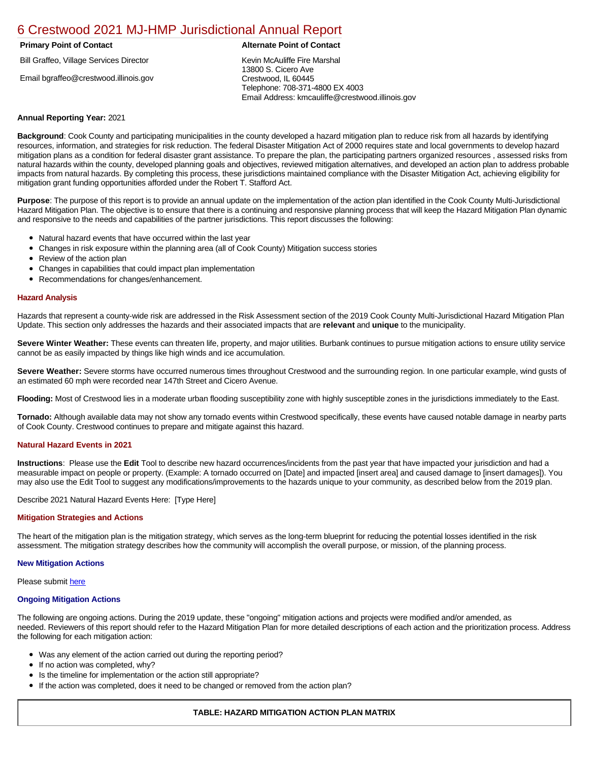# 6 Crestwood 2021 MJ-HMP Jurisdictional Annual Report

| Primary Point of Contact | Alternate Point of Contact |
|---|---|
| Bill Graffeo, Village Services Director<br>Email bgraffeo@crestwood.illinois.gov | Kevin McAuliffe Fire Marshal<br>13800 S. Cicero Ave<br>Crestwood, IL 60445<br>Telephone: 708-371-4800 EX 4003<br>Email Address: kmcauliffe@crestwood.illinois.gov |

**Annual Reporting Year:** 2021

**Background**: Cook County and participating municipalities in the county developed a hazard mitigation plan to reduce risk from all hazards by identifying resources, information, and strategies for risk reduction. The federal Disaster Mitigation Act of 2000 requires state and local governments to develop hazard mitigation plans as a condition for federal disaster grant assistance. To prepare the plan, the participating partners organized resources , assessed risks from natural hazards within the county, developed planning goals and objectives, reviewed mitigation alternatives, and developed an action plan to address probable impacts from natural hazards. By completing this process, these jurisdictions maintained compliance with the Disaster Mitigation Act, achieving eligibility for mitigation grant funding opportunities afforded under the Robert T. Stafford Act.

**Purpose**: The purpose of this report is to provide an annual update on the implementation of the action plan identified in the Cook County Multi-Jurisdictional Hazard Mitigation Plan. The objective is to ensure that there is a continuing and responsive planning process that will keep the Hazard Mitigation Plan dynamic and responsive to the needs and capabilities of the partner jurisdictions. This report discusses the following:

- Natural hazard events that have occurred within the last year
- Changes in risk exposure within the planning area (all of Cook County) Mitigation success stories
- Review of the action plan
- Changes in capabilities that could impact plan implementation
- Recommendations for changes/enhancement.

### Hazard Analysis

Hazards that represent a county-wide risk are addressed in the Risk Assessment section of the 2019 Cook County Multi-Jurisdictional Hazard Mitigation Plan Update. This section only addresses the hazards and their associated impacts that are **relevant** and **unique** to the municipality.

**Severe Winter Weather:** These events can threaten life, property, and major utilities. Burbank continues to pursue mitigation actions to ensure utility service cannot be as easily impacted by things like high winds and ice accumulation.

**Severe Weather:** Severe storms have occurred numerous times throughout Crestwood and the surrounding region. In one particular example, wind gusts of an estimated 60 mph were recorded near 147th Street and Cicero Avenue.

**Flooding:** Most of Crestwood lies in a moderate urban flooding susceptibility zone with highly susceptible zones in the jurisdictions immediately to the East.

**Tornado:** Although available data may not show any tornado events within Crestwood specifically, these events have caused notable damage in nearby parts of Cook County. Crestwood continues to prepare and mitigate against this hazard.

### Natural Hazard Events in 2021

**Instructions**: Please use the **Edit** Tool to describe new hazard occurrences/incidents from the past year that have impacted your jurisdiction and had a measurable impact on people or property. (Example: A tornado occurred on [Date] and impacted [insert area] and caused damage to [insert damages]). You may also use the Edit Tool to suggest any modifications/improvements to the hazards unique to your community, as described below from the 2019 plan.

Describe 2021 Natural Hazard Events Here: [Type Here]

### Mitigation Strategies and Actions

The heart of the mitigation plan is the mitigation strategy, which serves as the long-term blueprint for reducing the potential losses identified in the risk assessment. The mitigation strategy describes how the community will accomplish the overall purpose, or mission, of the planning process.

#### New Mitigation Actions

Please submit here

#### Ongoing Mitigation Actions

The following are ongoing actions. During the 2019 update, these "ongoing" mitigation actions and projects were modified and/or amended, as needed. Reviewers of this report should refer to the Hazard Mitigation Plan for more detailed descriptions of each action and the prioritization process. Address the following for each mitigation action:

- Was any element of the action carried out during the reporting period?
- If no action was completed, why?
- Is the timeline for implementation or the action still appropriate?
- If the action was completed, does it need to be changed or removed from the action plan?

**TABLE: HAZARD MITIGATION ACTION PLAN MATRIX**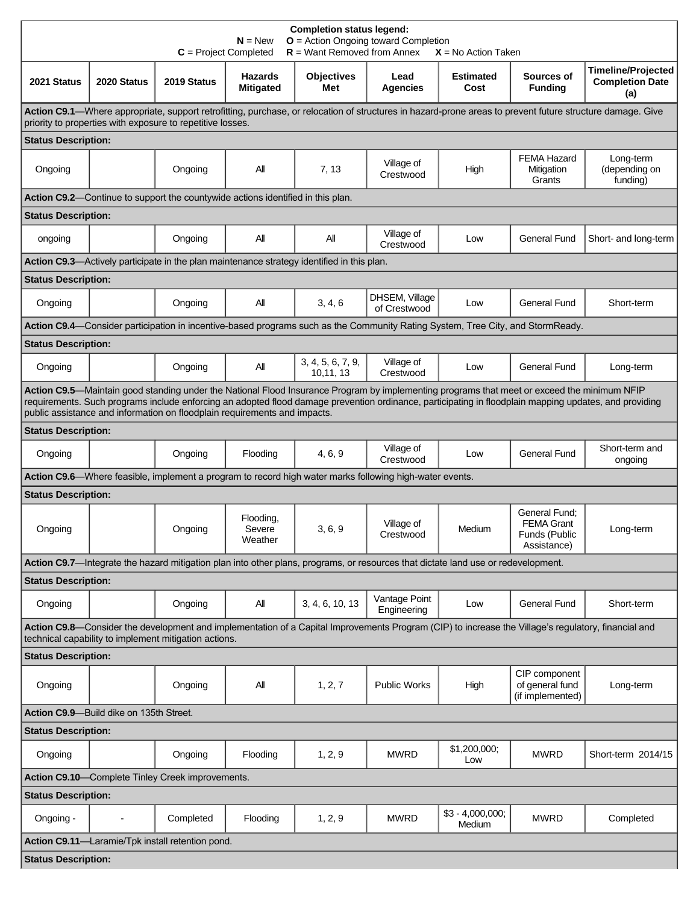**Completion status legend:**
**N** = New **O** = Action Ongoing toward Completion
**C** = Project Completed **R** = Want Removed from Annex **X** = No Action Taken

| 2021 Status | 2020 Status | 2019 Status | Hazards Mitigated | Objectives Met | Lead Agencies | Estimated Cost | Sources of Funding | Timeline/Projected Completion Date (a) |
|---|---|---|---|---|---|---|---|---|
| **Action C9.1**—Where appropriate, support retrofitting, purchase, or relocation of structures in hazard-prone areas to prevent future structure damage. Give priority to properties with exposure to repetitive losses. | | | | | | | | |
| **Status Description:** | | | | | | | | |
| Ongoing | | Ongoing | All | 7, 13 | Village of Crestwood | High | FEMA Hazard Mitigation Grants | Long-term (depending on funding) |
| **Action C9.2**—Continue to support the countywide actions identified in this plan. | | | | | | | | |
| **Status Description:** | | | | | | | | |
| ongoing | | Ongoing | All | All | Village of Crestwood | Low | General Fund | Short- and long-term |
| **Action C9.3**—Actively participate in the plan maintenance strategy identified in this plan. | | | | | | | | |
| **Status Description:** | | | | | | | | |
| Ongoing | | Ongoing | All | 3, 4, 6 | DHSEM, Village of Crestwood | Low | General Fund | Short-term |
| **Action C9.4**—Consider participation in incentive-based programs such as the Community Rating System, Tree City, and StormReady. | | | | | | | | |
| **Status Description:** | | | | | | | | |
| Ongoing | | Ongoing | All | 3, 4, 5, 6, 7, 9, 10,11, 13 | Village of Crestwood | Low | General Fund | Long-term |
| **Action C9.5**—Maintain good standing under the National Flood Insurance Program by implementing programs that meet or exceed the minimum NFIP requirements. Such programs include enforcing an adopted flood damage prevention ordinance, participating in floodplain mapping updates, and providing public assistance and information on floodplain requirements and impacts. | | | | | | | | |
| **Status Description:** | | | | | | | | |
| Ongoing | | Ongoing | Flooding | 4, 6, 9 | Village of Crestwood | Low | General Fund | Short-term and ongoing |
| **Action C9.6**—Where feasible, implement a program to record high water marks following high-water events. | | | | | | | | |
| **Status Description:** | | | | | | | | |
| Ongoing | | Ongoing | Flooding, Severe Weather | 3, 6, 9 | Village of Crestwood | Medium | General Fund; FEMA Grant Funds (Public Assistance) | Long-term |
| **Action C9.7**—Integrate the hazard mitigation plan into other plans, programs, or resources that dictate land use or redevelopment. | | | | | | | | |
| **Status Description:** | | | | | | | | |
| Ongoing | | Ongoing | All | 3, 4, 6, 10, 13 | Vantage Point Engineering | Low | General Fund | Short-term |
| **Action C9.8**—Consider the development and implementation of a Capital Improvements Program (CIP) to increase the Village's regulatory, financial and technical capability to implement mitigation actions. | | | | | | | | |
| **Status Description:** | | | | | | | | |
| Ongoing | | Ongoing | All | 1, 2, 7 | Public Works | High | CIP component of general fund (if implemented) | Long-term |
| **Action C9.9**—Build dike on 135th Street. | | | | | | | | |
| **Status Description:** | | | | | | | | |
| Ongoing | | Ongoing | Flooding | 1, 2, 9 | MWRD | $1,200,000; Low | MWRD | Short-term 2014/15 |
| **Action C9.10**—Complete Tinley Creek improvements. | | | | | | | | |
| **Status Description:** | | | | | | | | |
| Ongoing - | - | Completed | Flooding | 1, 2, 9 | MWRD | $3 - 4,000,000; Medium | MWRD | Completed |
| **Action C9.11**—Laramie/Tpk install retention pond. | | | | | | | | |
| **Status Description:** | | | | | | | | |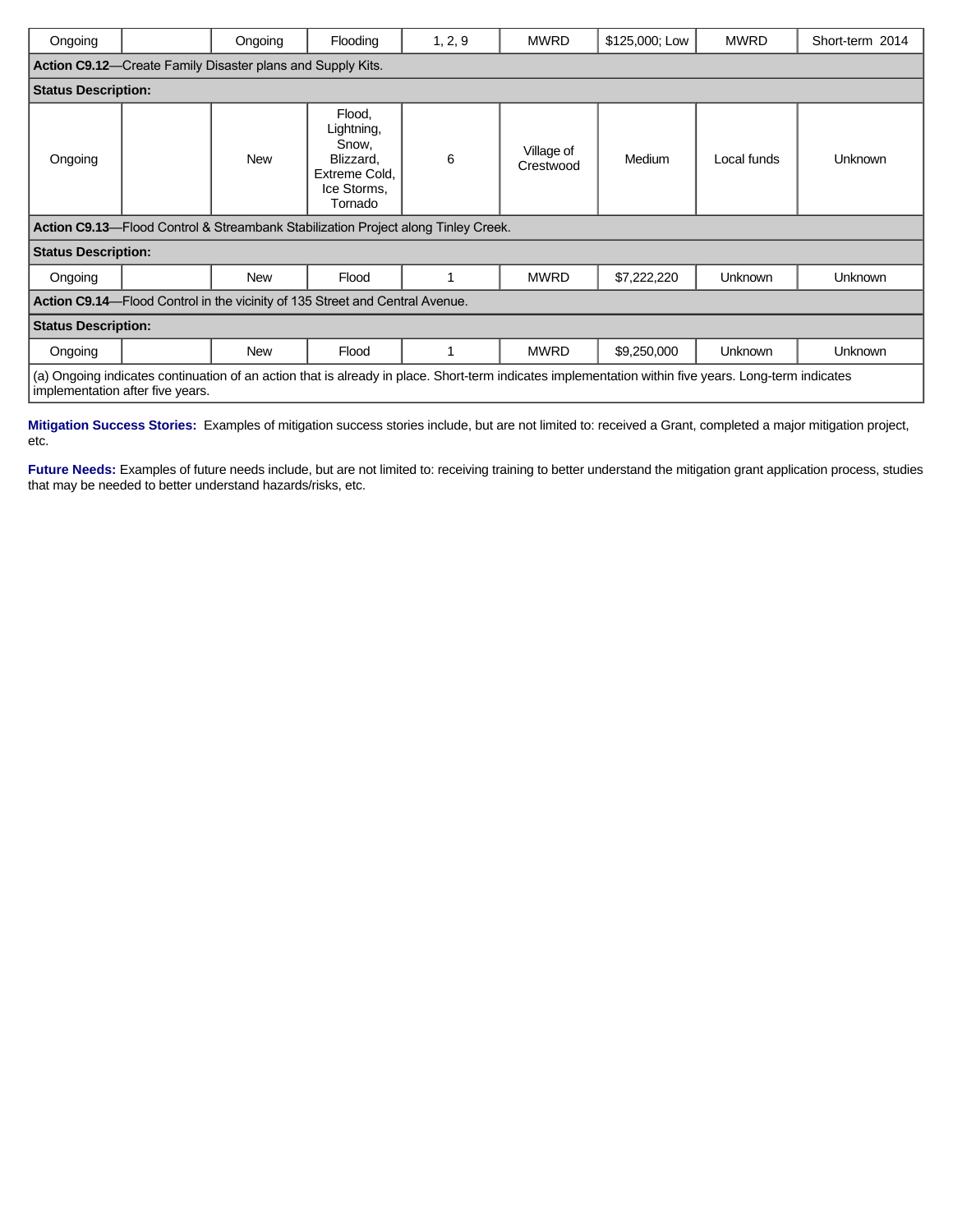| | | | | | | | | |
|---|---|---|---|---|---|---|---|---|
| Ongoing | | Ongoing | Flooding | 1, 2, 9 | MWRD | $125,000; Low | MWRD | Short-term 2014 |
| **Action C9.12**—Create Family Disaster plans and Supply Kits. | | | | | | | | |
| **Status Description:** | | | | | | | | |
| Ongoing | | New | Flood, Lightning, Snow, Blizzard, Extreme Cold, Ice Storms, Tornado | 6 | Village of Crestwood | Medium | Local funds | Unknown |
| **Action C9.13**—Flood Control & Streambank Stabilization Project along Tinley Creek. | | | | | | | | |
| **Status Description:** | | | | | | | | |
| Ongoing | | New | Flood | 1 | MWRD | $7,222,220 | Unknown | Unknown |
| **Action C9.14**—Flood Control in the vicinity of 135 Street and Central Avenue. | | | | | | | | |
| **Status Description:** | | | | | | | | |
| Ongoing | | New | Flood | 1 | MWRD | $9,250,000 | Unknown | Unknown |
| (a) Ongoing indicates continuation of an action that is already in place. Short-term indicates implementation within five years. Long-term indicates implementation after five years. | | | | | | | | |

**Mitigation Success Stories:** Examples of mitigation success stories include, but are not limited to: received a Grant, completed a major mitigation project, etc.

**Future Needs:** Examples of future needs include, but are not limited to: receiving training to better understand the mitigation grant application process, studies that may be needed to better understand hazards/risks, etc.